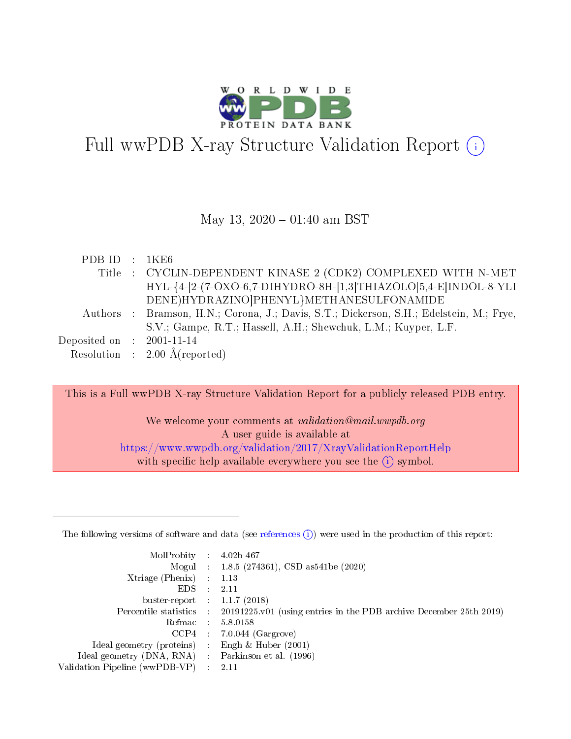# Full wwPDB X-ray Structure Validation Report

May 13, 2020 – 01:40 am BST

| | | |
|---|---|---|
| PDB ID | : | 1KE6 |
| Title | : | CYCLIN-DEPENDENT KINASE 2 (CDK2) COMPLEXED WITH N-METHYL-{4-[2-(7-OXO-6,7-DIHYDRO-8H-[1,3]THIAZOLO[5,4-E]INDOL-8-YLIDENE)HYDRAZINO]PHENYL}METHANESULFONAMIDE |
| Authors | : | Bramson, H.N.; Corona, J.; Davis, S.T.; Dickerson, S.H.; Edelstein, M.; Frye, S.V.; Gampe, R.T.; Hassell, A.H.; Shewchuk, L.M.; Kuyper, L.F. |
| Deposited on | : | 2001-11-14 |
| Resolution | : | 2.00 Å(reported) |

This is a Full wwPDB X-ray Structure Validation Report for a publicly released PDB entry.

We welcome your comments at *validation@mail.wwpdb.org*
A user guide is available at
https://www.wwpdb.org/validation/2017/XrayValidationReportHelp
with specific help available everywhere you see the (i) symbol.

The following versions of software and data (see references (i)) were used in the production of this report:

| | | |
|---|---|---|
| MolProbity | : | 4.02b-467 |
| Mogul | : | 1.8.5 (274361), CSD as541be (2020) |
| Xtriage (Phenix) | : | 1.13 |
| EDS | : | 2.11 |
| buster-report | : | 1.1.7 (2018) |
| Percentile statistics | : | 20191225.v01 (using entries in the PDB archive December 25th 2019) |
| Refmac | : | 5.8.0158 |
| CCP4 | : | 7.0.044 (Gargrove) |
| Ideal geometry (proteins) | : | Engh & Huber (2001) |
| Ideal geometry (DNA, RNA) | : | Parkinson et al. (1996) |
| Validation Pipeline (wwPDB-VP) | : | 2.11 |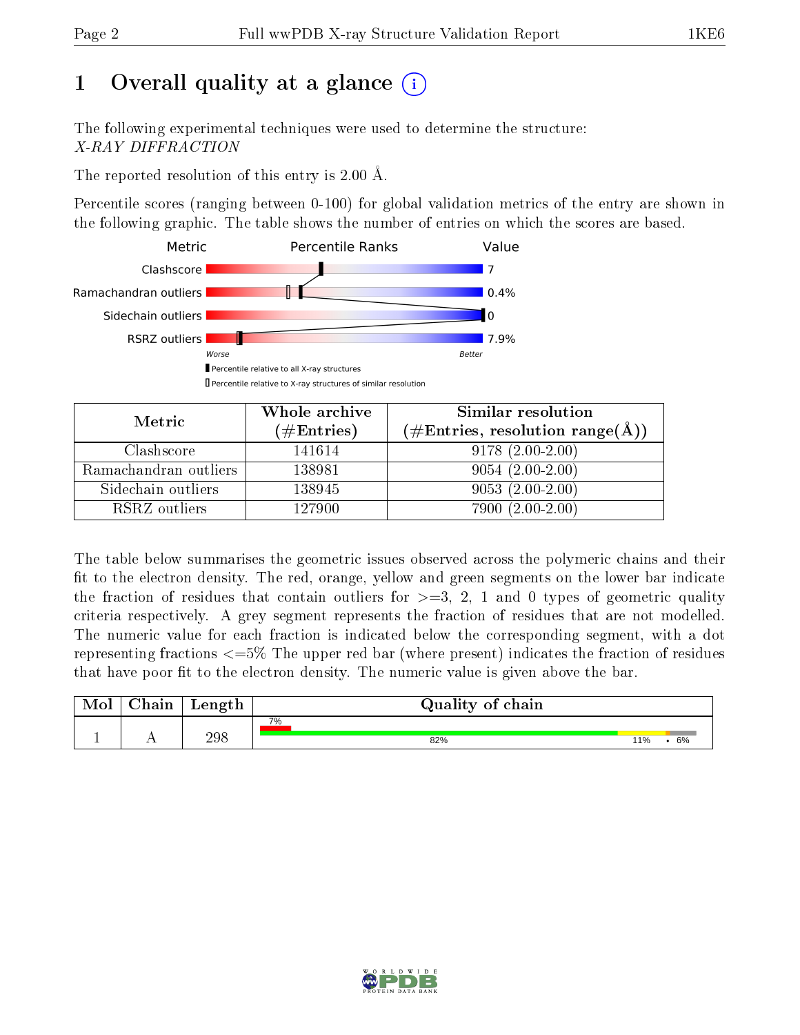# 1 Overall quality at a glance (i)

The following experimental techniques were used to determine the structure:
*X-RAY DIFFRACTION*

The reported resolution of this entry is 2.00 Å.

Percentile scores (ranging between 0-100) for global validation metrics of the entry are shown in the following graphic. The table shows the number of entries on which the scores are based.

| Metric | Value |
|---|---|
| Clashscore | 7 |
| Ramachandran outliers | 0.4% |
| Sidechain outliers | 0 |
| RSRZ outliers | 7.9% |

Worse — Better

▮ Percentile relative to all X-ray structures
▯ Percentile relative to X-ray structures of similar resolution

| Metric | Whole archive (#Entries) | Similar resolution (#Entries, resolution range(Å)) |
|---|---|---|
| Clashscore | 141614 | 9178 (2.00-2.00) |
| Ramachandran outliers | 138981 | 9054 (2.00-2.00) |
| Sidechain outliers | 138945 | 9053 (2.00-2.00) |
| RSRZ outliers | 127900 | 7900 (2.00-2.00) |

The table below summarises the geometric issues observed across the polymeric chains and their fit to the electron density. The red, orange, yellow and green segments on the lower bar indicate the fraction of residues that contain outliers for >=3, 2, 1 and 0 types of geometric quality criteria respectively. A grey segment represents the fraction of residues that are not modelled. The numeric value for each fraction is indicated below the corresponding segment, with a dot representing fractions <=5% The upper red bar (where present) indicates the fraction of residues that have poor fit to the electron density. The numeric value is given above the bar.

| Mol | Chain | Length | Quality of chain |
|---|---|---|---|
| 1 | A | 298 | 7% (poor fit); 82%, 11%, •, 6% |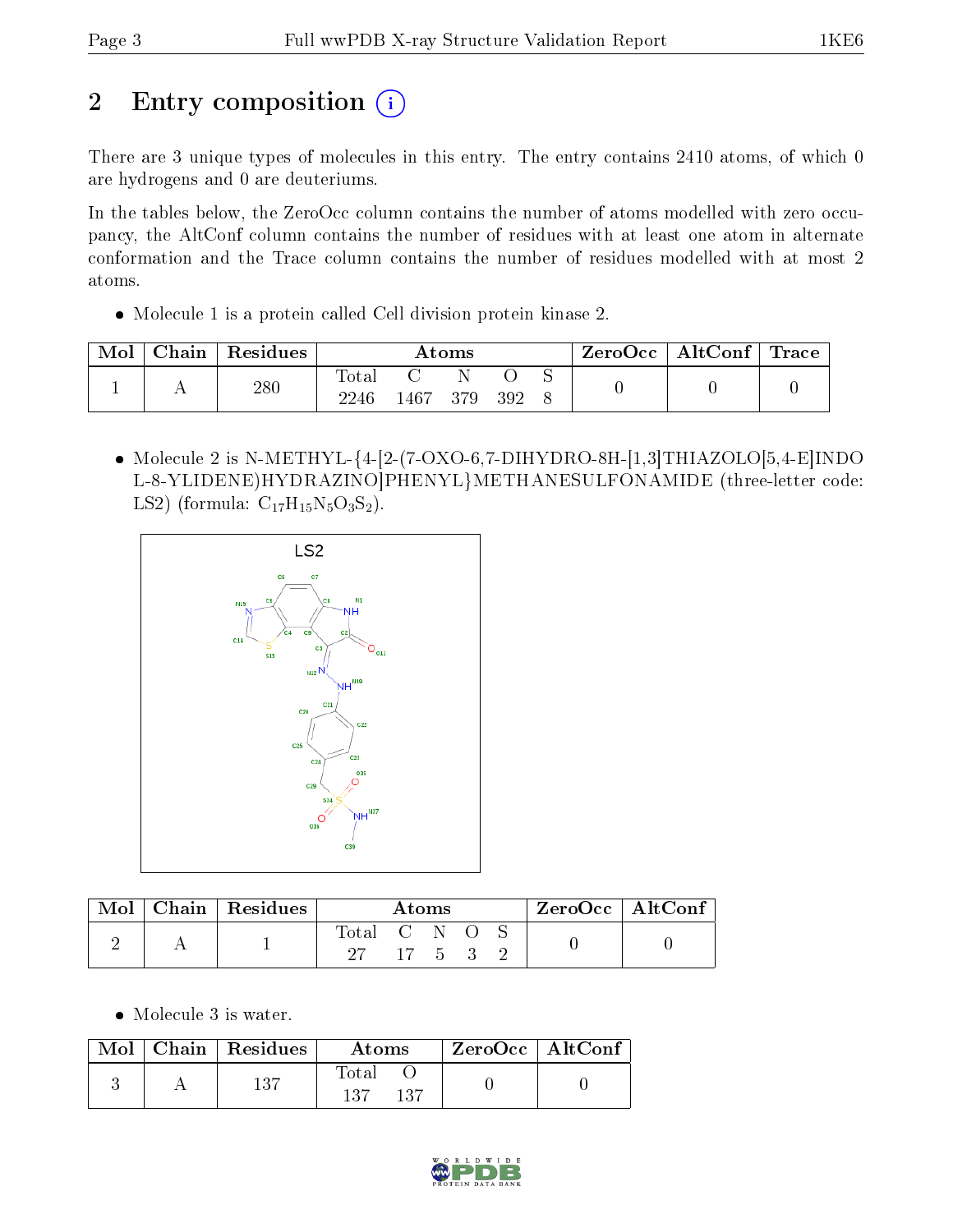# 2 Entry composition

There are 3 unique types of molecules in this entry. The entry contains 2410 atoms, of which 0 are hydrogens and 0 are deuteriums.

In the tables below, the ZeroOcc column contains the number of atoms modelled with zero occupancy, the AltConf column contains the number of residues with at least one atom in alternate conformation and the Trace column contains the number of residues modelled with at most 2 atoms.

- Molecule 1 is a protein called Cell division protein kinase 2.

| Mol | Chain | Residues | Atoms | | | | | ZeroOcc | AltConf | Trace |
|---|---|---|---|---|---|---|---|---|---|---|
| 1 | A | 280 | Total<br>2246 | C<br>1467 | N<br>379 | O<br>392 | S<br>8 | 0 | 0 | 0 |

- Molecule 2 is N-METHYL-{4-[2-(7-OXO-6,7-DIHYDRO-8H-[1,3]THIAZOLO[5,4-E]INDOL-8-YLIDENE)HYDRAZINO]PHENYL}METHANESULFONAMIDE (three-letter code: LS2) (formula: $C_{17}H_{15}N_5O_3S_2$).

| Mol | Chain | Residues | Atoms | | | | | ZeroOcc | AltConf |
|---|---|---|---|---|---|---|---|---|---|
| 2 | A | 1 | Total<br>27 | C<br>17 | N<br>5 | O<br>3 | S<br>2 | 0 | 0 |

- Molecule 3 is water.

| Mol | Chain | Residues | Atoms | | ZeroOcc | AltConf |
|---|---|---|---|---|---|---|
| 3 | A | 137 | Total<br>137 | O<br>137 | 0 | 0 |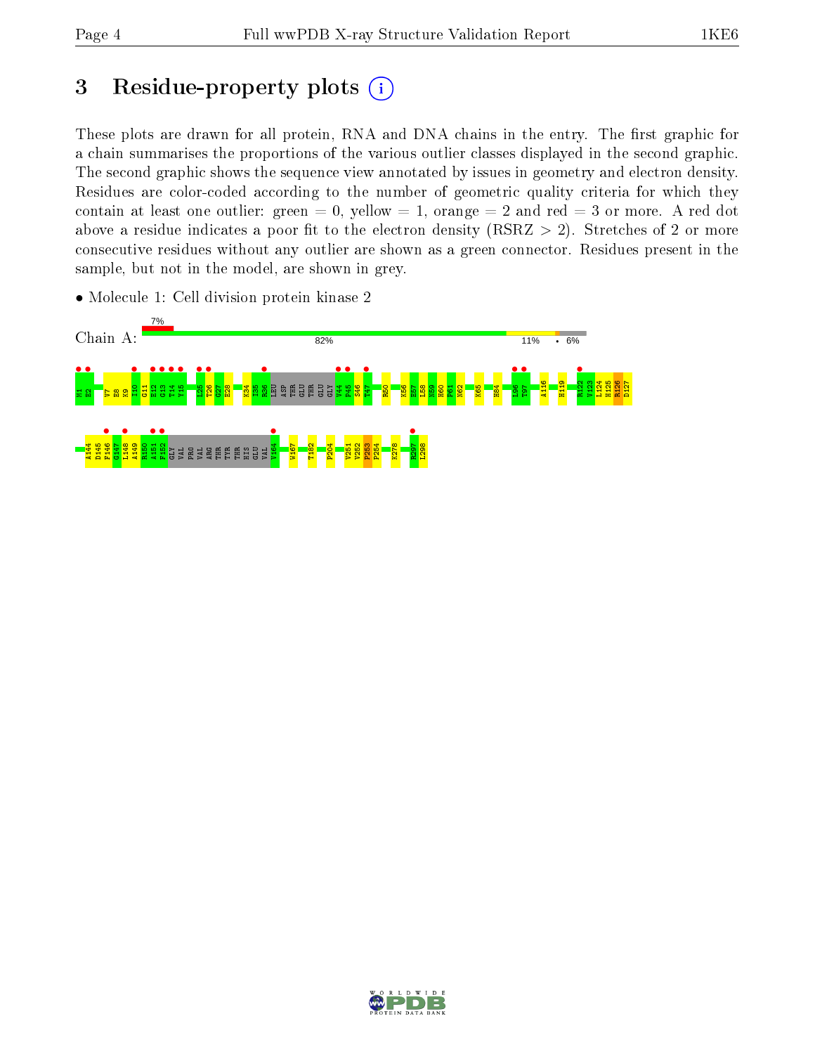# 3 Residue-property plots

These plots are drawn for all protein, RNA and DNA chains in the entry. The first graphic for a chain summarises the proportions of the various outlier classes displayed in the second graphic. The second graphic shows the sequence view annotated by issues in geometry and electron density. Residues are color-coded according to the number of geometric quality criteria for which they contain at least one outlier: green = 0, yellow = 1, orange = 2 and red = 3 or more. A red dot above a residue indicates a poor fit to the electron density (RSRZ > 2). Stretches of 2 or more consecutive residues without any outlier are shown as a green connector. Residues present in the sample, but not in the model, are shown in grey.

- Molecule 1: Cell division protein kinase 2

Chain A: 7% | 82% | 11% | • | 6%

M1 E2 V7 E8 K9 I10 G11 E12 G13 T14 Y15 L25 T26 G27 E28 K34 I35 R36 LEU ASP THR GLU THR GLU GLY V44 P45 S46 T47 R50 K56 E57 L58 N59 H60 P61 N62 K65 H84 L96 T97 A116 H119 R122 V123 L124 H125 R126 D127

A144 D145 F146 G147 L148 A149 R150 A151 F152 GLY VAL PRO VAL ARG THR TYR THR HIS GLU VAL V164 W167 T182 P204 V251 V252 F253 P254 K278 R297 L298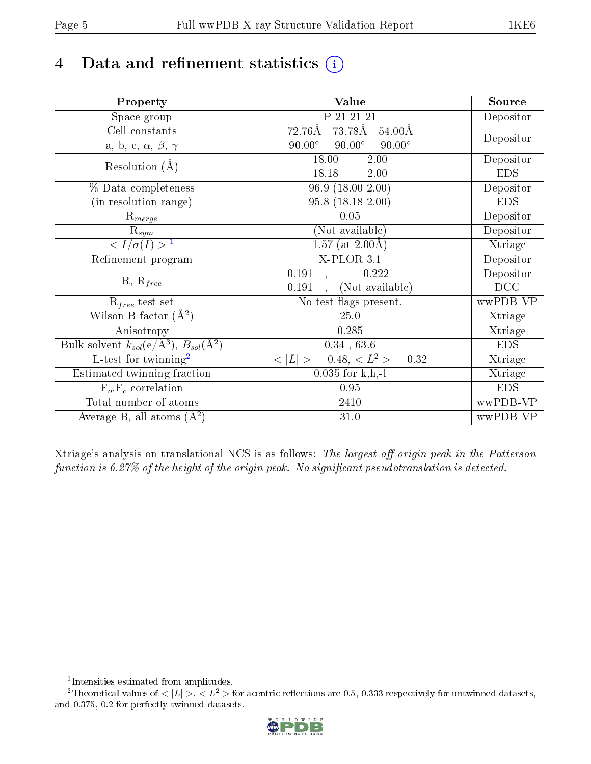# 4 Data and refinement statistics (i)

| Property | Value | Source |
|---|---|---|
| Space group | P 21 21 21 | Depositor |
| Cell constants<br>a, b, c, $\alpha$, $\beta$, $\gamma$ | 72.76Å 73.78Å 54.00Å<br>90.00° 90.00° 90.00° | Depositor |
| Resolution (Å) | 18.00 – 2.00<br>18.18 – 2.00 | Depositor<br>EDS |
| % Data completeness<br>(in resolution range) | 96.9 (18.00-2.00)<br>95.8 (18.18-2.00) | Depositor<br>EDS |
| $R_{merge}$ | 0.05 | Depositor |
| $R_{sym}$ | (Not available) | Depositor |
| $< I/\sigma(I) >$ [1] | 1.57 (at 2.00Å) | Xtriage |
| Refinement program | X-PLOR 3.1 | Depositor |
| R, $R_{free}$ | 0.191 , 0.222<br>0.191 , (Not available) | Depositor<br>DCC |
| $R_{free}$ test set | No test flags present. | wwPDB-VP |
| Wilson B-factor (Å$^2$) | 25.0 | Xtriage |
| Anisotropy | 0.285 | Xtriage |
| Bulk solvent $k_{sol}$(e/Å$^3$), $B_{sol}$(Å$^2$) | 0.34 , 63.6 | EDS |
| L-test for twinning[2] | $< \|L\| > = 0.48$, $< L^2 > = 0.32$ | Xtriage |
| Estimated twinning fraction | 0.035 for k,h,-l | Xtriage |
| $F_o$,$F_c$ correlation | 0.95 | EDS |
| Total number of atoms | 2410 | wwPDB-VP |
| Average B, all atoms (Å$^2$) | 31.0 | wwPDB-VP |

Xtriage's analysis on translational NCS is as follows: *The largest off-origin peak in the Patterson function is 6.27% of the height of the origin peak. No significant pseudotranslation is detected.*

[1] Intensities estimated from amplitudes.

[2] Theoretical values of $< |L| >$, $< L^2 >$ for acentric reflections are 0.5, 0.333 respectively for untwinned datasets, and 0.375, 0.2 for perfectly twinned datasets.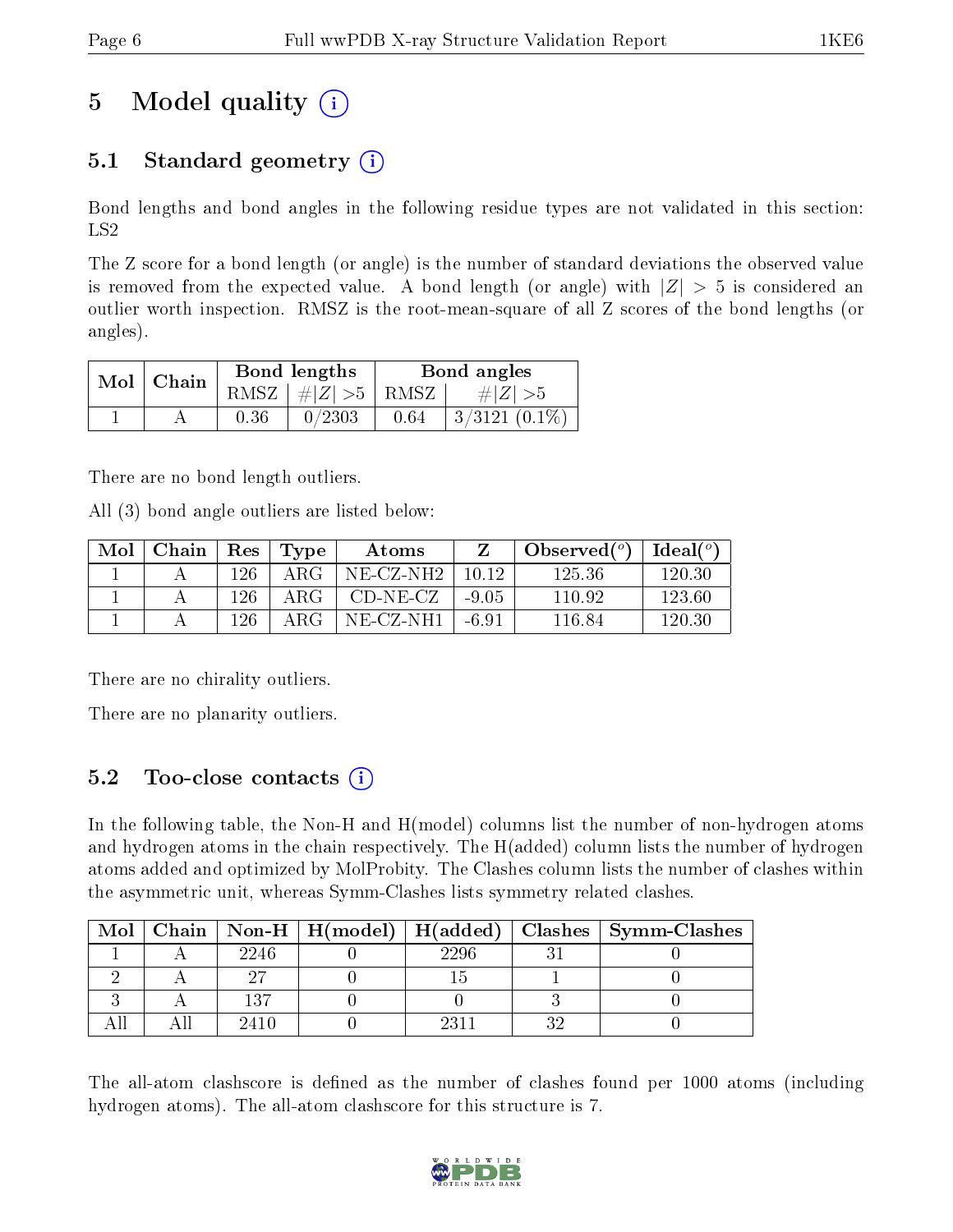# 5 Model quality (i)

## 5.1 Standard geometry (i)

Bond lengths and bond angles in the following residue types are not validated in this section: LS2

The Z score for a bond length (or angle) is the number of standard deviations the observed value is removed from the expected value. A bond length (or angle) with $|Z| > 5$ is considered an outlier worth inspection. RMSZ is the root-mean-square of all Z scores of the bond lengths (or angles).

| Mol | Chain | Bond lengths | | Bond angles | |
|---|---|---|---|---|---|
| | | RMSZ | $\#\|Z\| > 5$ | RMSZ | $\#\|Z\| > 5$ |
| 1 | A | 0.36 | 0/2303 | 0.64 | 3/3121 (0.1%) |

There are no bond length outliers.

All (3) bond angle outliers are listed below:

| Mol | Chain | Res | Type | Atoms | Z | Observed(°) | Ideal(°) |
|---|---|---|---|---|---|---|---|
| 1 | A | 126 | ARG | NE-CZ-NH2 | 10.12 | 125.36 | 120.30 |
| 1 | A | 126 | ARG | CD-NE-CZ | -9.05 | 110.92 | 123.60 |
| 1 | A | 126 | ARG | NE-CZ-NH1 | -6.91 | 116.84 | 120.30 |

There are no chirality outliers.

There are no planarity outliers.

## 5.2 Too-close contacts (i)

In the following table, the Non-H and H(model) columns list the number of non-hydrogen atoms and hydrogen atoms in the chain respectively. The H(added) column lists the number of hydrogen atoms added and optimized by MolProbity. The Clashes column lists the number of clashes within the asymmetric unit, whereas Symm-Clashes lists symmetry related clashes.

| Mol | Chain | Non-H | H(model) | H(added) | Clashes | Symm-Clashes |
|---|---|---|---|---|---|---|
| 1 | A | 2246 | 0 | 2296 | 31 | 0 |
| 2 | A | 27 | 0 | 15 | 1 | 0 |
| 3 | A | 137 | 0 | 0 | 3 | 0 |
| All | All | 2410 | 0 | 2311 | 32 | 0 |

The all-atom clashscore is defined as the number of clashes found per 1000 atoms (including hydrogen atoms). The all-atom clashscore for this structure is 7.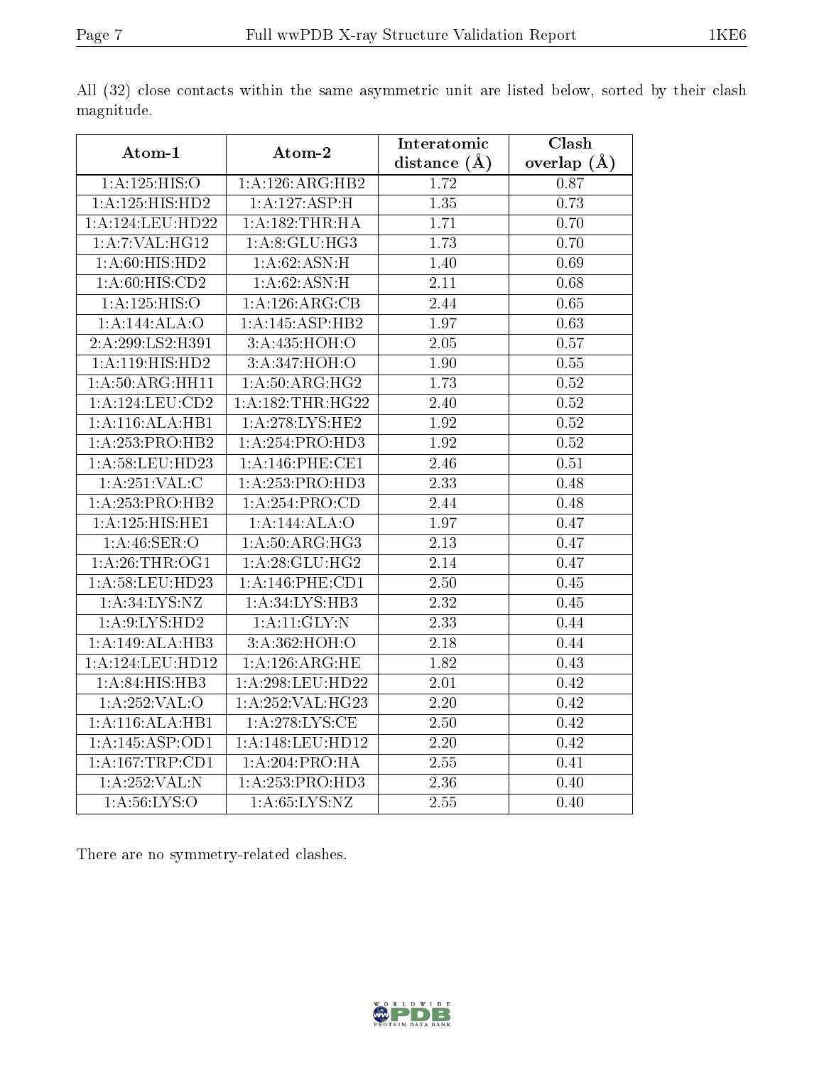All (32) close contacts within the same asymmetric unit are listed below, sorted by their clash magnitude.

| Atom-1 | Atom-2 | Interatomic distance (Å) | Clash overlap (Å) |
|---|---|---|---|
| 1:A:125:HIS:O | 1:A:126:ARG:HB2 | 1.72 | 0.87 |
| 1:A:125:HIS:HD2 | 1:A:127:ASP:H | 1.35 | 0.73 |
| 1:A:124:LEU:HD22 | 1:A:182:THR:HA | 1.71 | 0.70 |
| 1:A:7:VAL:HG12 | 1:A:8:GLU:HG3 | 1.73 | 0.70 |
| 1:A:60:HIS:HD2 | 1:A:62:ASN:H | 1.40 | 0.69 |
| 1:A:60:HIS:CD2 | 1:A:62:ASN:H | 2.11 | 0.68 |
| 1:A:125:HIS:O | 1:A:126:ARG:CB | 2.44 | 0.65 |
| 1:A:144:ALA:O | 1:A:145:ASP:HB2 | 1.97 | 0.63 |
| 2:A:299:LS2:H391 | 3:A:435:HOH:O | 2.05 | 0.57 |
| 1:A:119:HIS:HD2 | 3:A:347:HOH:O | 1.90 | 0.55 |
| 1:A:50:ARG:HH11 | 1:A:50:ARG:HG2 | 1.73 | 0.52 |
| 1:A:124:LEU:CD2 | 1:A:182:THR:HG22 | 2.40 | 0.52 |
| 1:A:116:ALA:HB1 | 1:A:278:LYS:HE2 | 1.92 | 0.52 |
| 1:A:253:PRO:HB2 | 1:A:254:PRO:HD3 | 1.92 | 0.52 |
| 1:A:58:LEU:HD23 | 1:A:146:PHE:CE1 | 2.46 | 0.51 |
| 1:A:251:VAL:C | 1:A:253:PRO:HD3 | 2.33 | 0.48 |
| 1:A:253:PRO:HB2 | 1:A:254:PRO:CD | 2.44 | 0.48 |
| 1:A:125:HIS:HE1 | 1:A:144:ALA:O | 1.97 | 0.47 |
| 1:A:46:SER:O | 1:A:50:ARG:HG3 | 2.13 | 0.47 |
| 1:A:26:THR:OG1 | 1:A:28:GLU:HG2 | 2.14 | 0.47 |
| 1:A:58:LEU:HD23 | 1:A:146:PHE:CD1 | 2.50 | 0.45 |
| 1:A:34:LYS:NZ | 1:A:34:LYS:HB3 | 2.32 | 0.45 |
| 1:A:9:LYS:HD2 | 1:A:11:GLY:N | 2.33 | 0.44 |
| 1:A:149:ALA:HB3 | 3:A:362:HOH:O | 2.18 | 0.44 |
| 1:A:124:LEU:HD12 | 1:A:126:ARG:HE | 1.82 | 0.43 |
| 1:A:84:HIS:HB3 | 1:A:298:LEU:HD22 | 2.01 | 0.42 |
| 1:A:252:VAL:O | 1:A:252:VAL:HG23 | 2.20 | 0.42 |
| 1:A:116:ALA:HB1 | 1:A:278:LYS:CE | 2.50 | 0.42 |
| 1:A:145:ASP:OD1 | 1:A:148:LEU:HD12 | 2.20 | 0.42 |
| 1:A:167:TRP:CD1 | 1:A:204:PRO:HA | 2.55 | 0.41 |
| 1:A:252:VAL:N | 1:A:253:PRO:HD3 | 2.36 | 0.40 |
| 1:A:56:LYS:O | 1:A:65:LYS:NZ | 2.55 | 0.40 |

There are no symmetry-related clashes.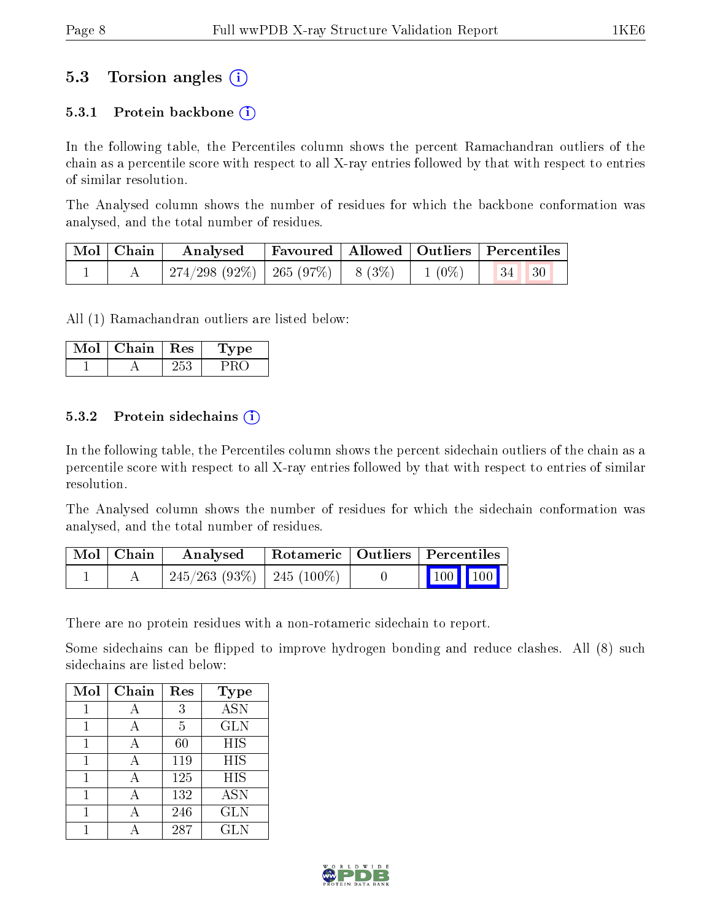## 5.3 Torsion angles (i)

### 5.3.1 Protein backbone (i)

In the following table, the Percentiles column shows the percent Ramachandran outliers of the chain as a percentile score with respect to all X-ray entries followed by that with respect to entries of similar resolution.

The Analysed column shows the number of residues for which the backbone conformation was analysed, and the total number of residues.

| Mol | Chain | Analysed | Favoured | Allowed | Outliers | Percentiles | |
|---|---|---|---|---|---|---|---|
| 1 | A | 274/298 (92%) | 265 (97%) | 8 (3%) | 1 (0%) | 34 | 30 |

All (1) Ramachandran outliers are listed below:

| Mol | Chain | Res | Type |
|---|---|---|---|
| 1 | A | 253 | PRO |

### 5.3.2 Protein sidechains (i)

In the following table, the Percentiles column shows the percent sidechain outliers of the chain as a percentile score with respect to all X-ray entries followed by that with respect to entries of similar resolution.

The Analysed column shows the number of residues for which the sidechain conformation was analysed, and the total number of residues.

| Mol | Chain | Analysed | Rotameric | Outliers | Percentiles | |
|---|---|---|---|---|---|---|
| 1 | A | 245/263 (93%) | 245 (100%) | 0 | 100 | 100 |

There are no protein residues with a non-rotameric sidechain to report.

Some sidechains can be flipped to improve hydrogen bonding and reduce clashes. All (8) such sidechains are listed below:

| Mol | Chain | Res | Type |
|---|---|---|---|
| 1 | A | 3 | ASN |
| 1 | A | 5 | GLN |
| 1 | A | 60 | HIS |
| 1 | A | 119 | HIS |
| 1 | A | 125 | HIS |
| 1 | A | 132 | ASN |
| 1 | A | 246 | GLN |
| 1 | A | 287 | GLN |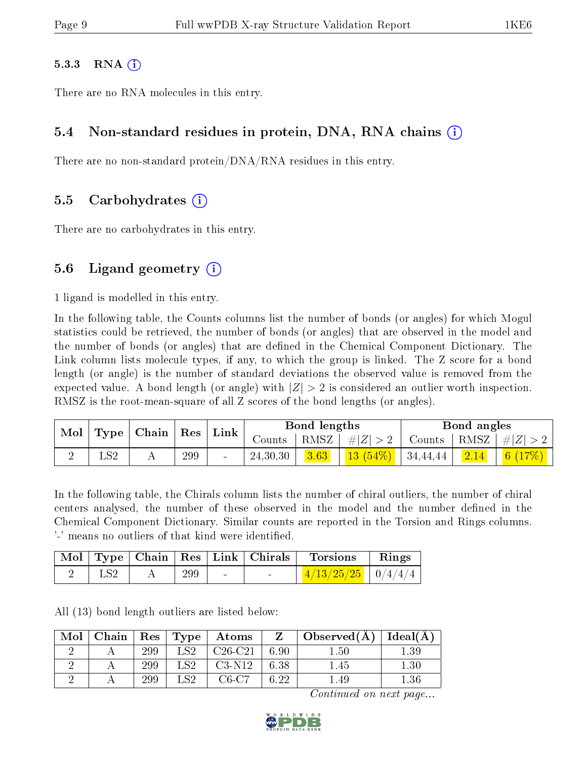### 5.3.3 RNA

There are no RNA molecules in this entry.

## 5.4 Non-standard residues in protein, DNA, RNA chains

There are no non-standard protein/DNA/RNA residues in this entry.

## 5.5 Carbohydrates

There are no carbohydrates in this entry.

## 5.6 Ligand geometry

1 ligand is modelled in this entry.

In the following table, the Counts columns list the number of bonds (or angles) for which Mogul statistics could be retrieved, the number of bonds (or angles) that are observed in the model and the number of bonds (or angles) that are defined in the Chemical Component Dictionary. The Link column lists molecule types, if any, to which the group is linked. The Z score for a bond length (or angle) is the number of standard deviations the observed value is removed from the expected value. A bond length (or angle) with $|Z| > 2$ is considered an outlier worth inspection. RMSZ is the root-mean-square of all Z scores of the bond lengths (or angles).

| Mol | Type | Chain | Res | Link | Bond lengths | | | Bond angles | | |
|---|---|---|---|---|---|---|---|---|---|---|
| | | | | | Counts | RMSZ | #\|Z\| > 2 | Counts | RMSZ | #\|Z\| > 2 |
| 2 | LS2 | A | 299 | - | 24,30,30 | 3.63 | 13 (54%) | 34,44,44 | 2.14 | 6 (17%) |

In the following table, the Chirals column lists the number of chiral outliers, the number of chiral centers analysed, the number of these observed in the model and the number defined in the Chemical Component Dictionary. Similar counts are reported in the Torsion and Rings columns. '-' means no outliers of that kind were identified.

| Mol | Type | Chain | Res | Link | Chirals | Torsions | Rings |
|---|---|---|---|---|---|---|---|
| 2 | LS2 | A | 299 | - | - | 4/13/25/25 | 0/4/4/4 |

All (13) bond length outliers are listed below:

| Mol | Chain | Res | Type | Atoms | Z | Observed(Å) | Ideal(Å) |
|---|---|---|---|---|---|---|---|
| 2 | A | 299 | LS2 | C26-C21 | 6.90 | 1.50 | 1.39 |
| 2 | A | 299 | LS2 | C3-N12 | 6.38 | 1.45 | 1.30 |
| 2 | A | 299 | LS2 | C6-C7 | 6.22 | 1.49 | 1.36 |

*Continued on next page...*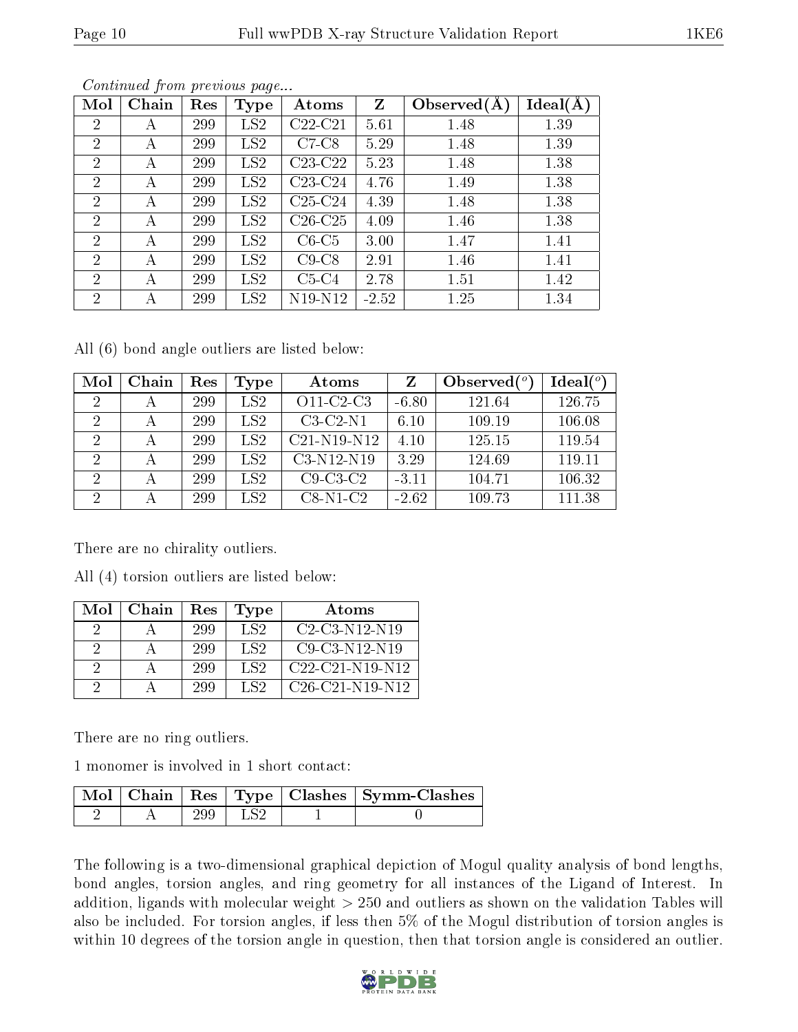*Continued from previous page...*

| Mol | Chain | Res | Type | Atoms | Z | Observed(Å) | Ideal(Å) |
|---|---|---|---|---|---|---|---|
| 2 | A | 299 | LS2 | C22-C21 | 5.61 | 1.48 | 1.39 |
| 2 | A | 299 | LS2 | C7-C8 | 5.29 | 1.48 | 1.39 |
| 2 | A | 299 | LS2 | C23-C22 | 5.23 | 1.48 | 1.38 |
| 2 | A | 299 | LS2 | C23-C24 | 4.76 | 1.49 | 1.38 |
| 2 | A | 299 | LS2 | C25-C24 | 4.39 | 1.48 | 1.38 |
| 2 | A | 299 | LS2 | C26-C25 | 4.09 | 1.46 | 1.38 |
| 2 | A | 299 | LS2 | C6-C5 | 3.00 | 1.47 | 1.41 |
| 2 | A | 299 | LS2 | C9-C8 | 2.91 | 1.46 | 1.41 |
| 2 | A | 299 | LS2 | C5-C4 | 2.78 | 1.51 | 1.42 |
| 2 | A | 299 | LS2 | N19-N12 | -2.52 | 1.25 | 1.34 |

All (6) bond angle outliers are listed below:

| Mol | Chain | Res | Type | Atoms | Z | Observed(°) | Ideal(°) |
|---|---|---|---|---|---|---|---|
| 2 | A | 299 | LS2 | O11-C2-C3 | -6.80 | 121.64 | 126.75 |
| 2 | A | 299 | LS2 | C3-C2-N1 | 6.10 | 109.19 | 106.08 |
| 2 | A | 299 | LS2 | C21-N19-N12 | 4.10 | 125.15 | 119.54 |
| 2 | A | 299 | LS2 | C3-N12-N19 | 3.29 | 124.69 | 119.11 |
| 2 | A | 299 | LS2 | C9-C3-C2 | -3.11 | 104.71 | 106.32 |
| 2 | A | 299 | LS2 | C8-N1-C2 | -2.62 | 109.73 | 111.38 |

There are no chirality outliers.

All (4) torsion outliers are listed below:

| Mol | Chain | Res | Type | Atoms |
|---|---|---|---|---|
| 2 | A | 299 | LS2 | C2-C3-N12-N19 |
| 2 | A | 299 | LS2 | C9-C3-N12-N19 |
| 2 | A | 299 | LS2 | C22-C21-N19-N12 |
| 2 | A | 299 | LS2 | C26-C21-N19-N12 |

There are no ring outliers.

1 monomer is involved in 1 short contact:

| Mol | Chain | Res | Type | Clashes | Symm-Clashes |
|---|---|---|---|---|---|
| 2 | A | 299 | LS2 | 1 | 0 |

The following is a two-dimensional graphical depiction of Mogul quality analysis of bond lengths, bond angles, torsion angles, and ring geometry for all instances of the Ligand of Interest. In addition, ligands with molecular weight > 250 and outliers as shown on the validation Tables will also be included. For torsion angles, if less then 5% of the Mogul distribution of torsion angles is within 10 degrees of the torsion angle in question, then that torsion angle is considered an outlier.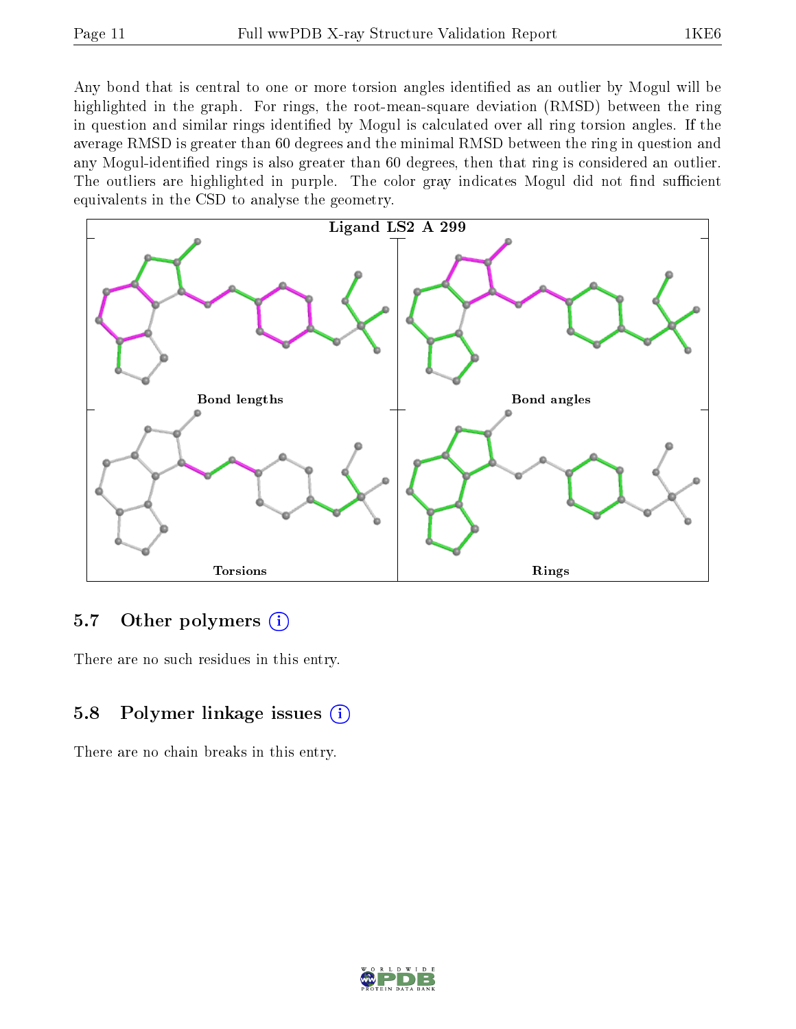Any bond that is central to one or more torsion angles identified as an outlier by Mogul will be highlighted in the graph. For rings, the root-mean-square deviation (RMSD) between the ring in question and similar rings identified by Mogul is calculated over all ring torsion angles. If the average RMSD is greater than 60 degrees and the minimal RMSD between the ring in question and any Mogul-identified rings is also greater than 60 degrees, then that ring is considered an outlier. The outliers are highlighted in purple. The color gray indicates Mogul did not find sufficient equivalents in the CSD to analyse the geometry.

Ligand LS2 A 299

Bond lengths

Bond angles

Torsions

Rings

## 5.7 Other polymers

There are no such residues in this entry.

## 5.8 Polymer linkage issues

There are no chain breaks in this entry.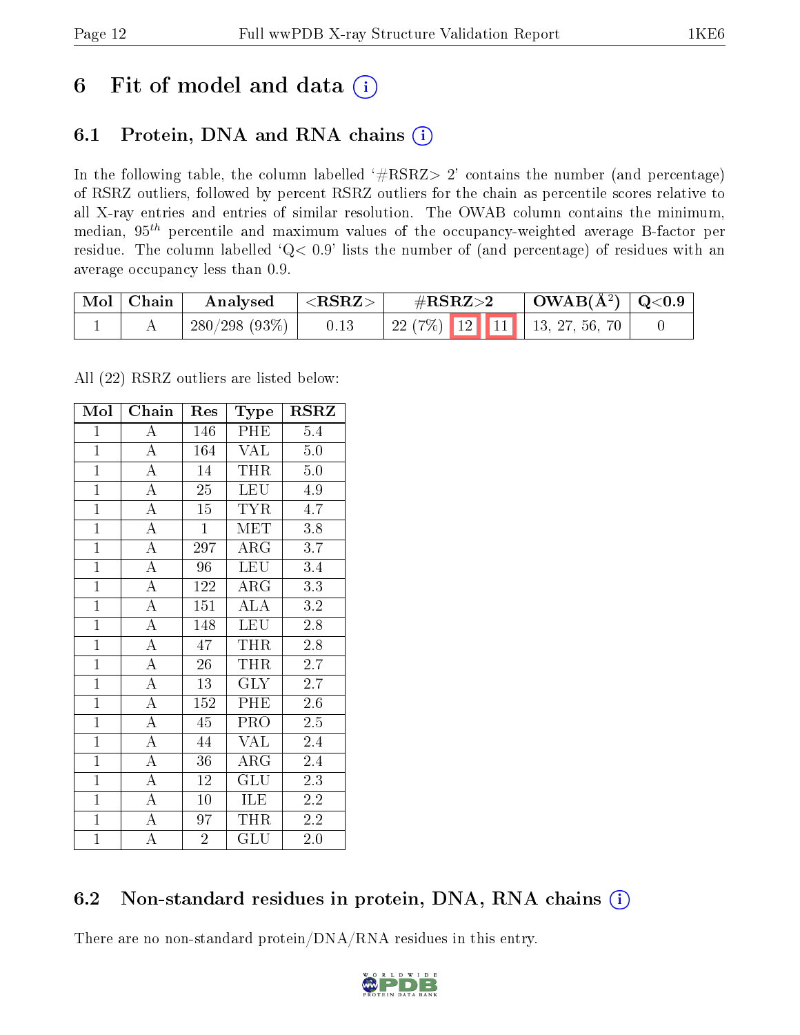# 6 Fit of model and data (i)

## 6.1 Protein, DNA and RNA chains (i)

In the following table, the column labelled '#RSRZ> 2' contains the number (and percentage) of RSRZ outliers, followed by percent RSRZ outliers for the chain as percentile scores relative to all X-ray entries and entries of similar resolution. The OWAB column contains the minimum, median, $95^{th}$ percentile and maximum values of the occupancy-weighted average B-factor per residue. The column labelled 'Q< 0.9' lists the number of (and percentage) of residues with an average occupancy less than 0.9.

| Mol | Chain | Analysed | <RSRZ> | #RSRZ>2 | | | OWAB(Å$^2$) | Q<0.9 |
|---|---|---|---|---|---|---|---|---|
| 1 | A | 280/298 (93%) | 0.13 | 22 (7%) | 12 | 11 | 13, 27, 56, 70 | 0 |

All (22) RSRZ outliers are listed below:

| Mol | Chain | Res | Type | RSRZ |
|---|---|---|---|---|
| 1 | A | 146 | PHE | 5.4 |
| 1 | A | 164 | VAL | 5.0 |
| 1 | A | 14 | THR | 5.0 |
| 1 | A | 25 | LEU | 4.9 |
| 1 | A | 15 | TYR | 4.7 |
| 1 | A | 1 | MET | 3.8 |
| 1 | A | 297 | ARG | 3.7 |
| 1 | A | 96 | LEU | 3.4 |
| 1 | A | 122 | ARG | 3.3 |
| 1 | A | 151 | ALA | 3.2 |
| 1 | A | 148 | LEU | 2.8 |
| 1 | A | 47 | THR | 2.8 |
| 1 | A | 26 | THR | 2.7 |
| 1 | A | 13 | GLY | 2.7 |
| 1 | A | 152 | PHE | 2.6 |
| 1 | A | 45 | PRO | 2.5 |
| 1 | A | 44 | VAL | 2.4 |
| 1 | A | 36 | ARG | 2.4 |
| 1 | A | 12 | GLU | 2.3 |
| 1 | A | 10 | ILE | 2.2 |
| 1 | A | 97 | THR | 2.2 |
| 1 | A | 2 | GLU | 2.0 |

## 6.2 Non-standard residues in protein, DNA, RNA chains (i)

There are no non-standard protein/DNA/RNA residues in this entry.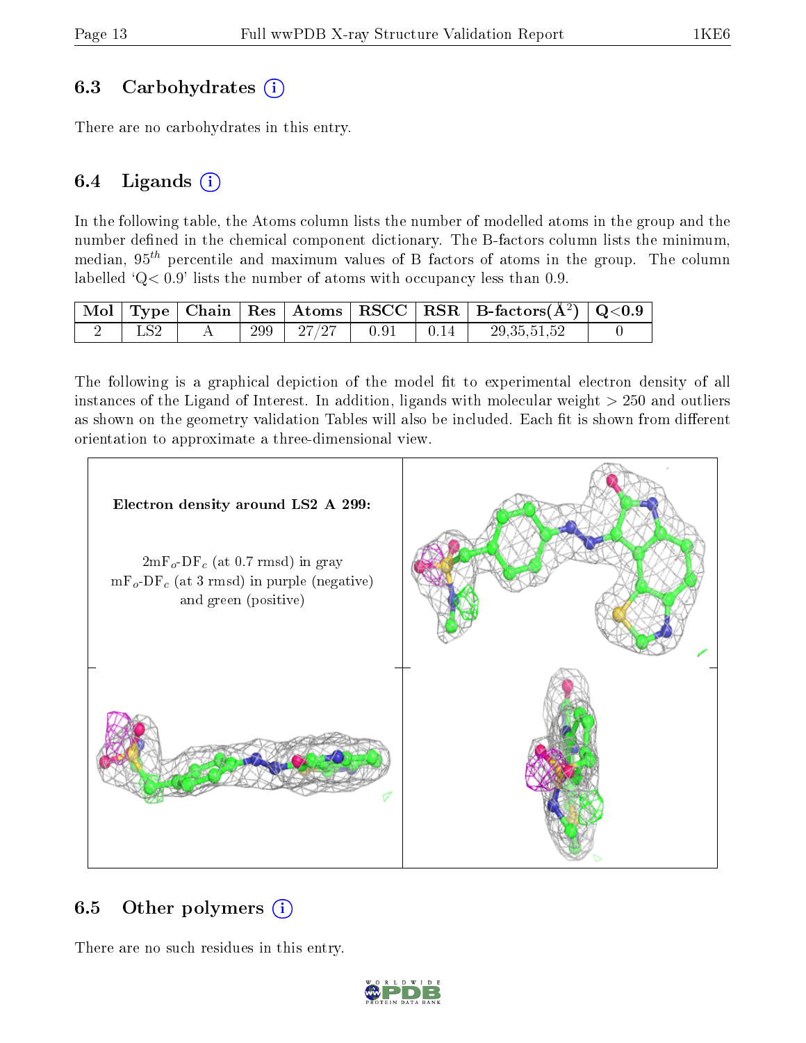### 6.3 Carbohydrates

There are no carbohydrates in this entry.

### 6.4 Ligands

In the following table, the Atoms column lists the number of modelled atoms in the group and the number defined in the chemical component dictionary. The B-factors column lists the minimum, median, $95^{th}$ percentile and maximum values of B factors of atoms in the group. The column labelled 'Q< 0.9' lists the number of atoms with occupancy less than 0.9.

| Mol | Type | Chain | Res | Atoms | RSCC | RSR | B-factors($Å^2$) | Q<0.9 |
|---|---|---|---|---|---|---|---|---|
| 2 | LS2 | A | 299 | 27/27 | 0.91 | 0.14 | 29,35,51,52 | 0 |

The following is a graphical depiction of the model fit to experimental electron density of all instances of the Ligand of Interest. In addition, ligands with molecular weight > 250 and outliers as shown on the geometry validation Tables will also be included. Each fit is shown from different orientation to approximate a three-dimensional view.

**Electron density around LS2 A 299:**

$2mF_o$-$DF_c$ (at 0.7 rmsd) in gray
$mF_o$-$DF_c$ (at 3 rmsd) in purple (negative) and green (positive)

### 6.5 Other polymers

There are no such residues in this entry.